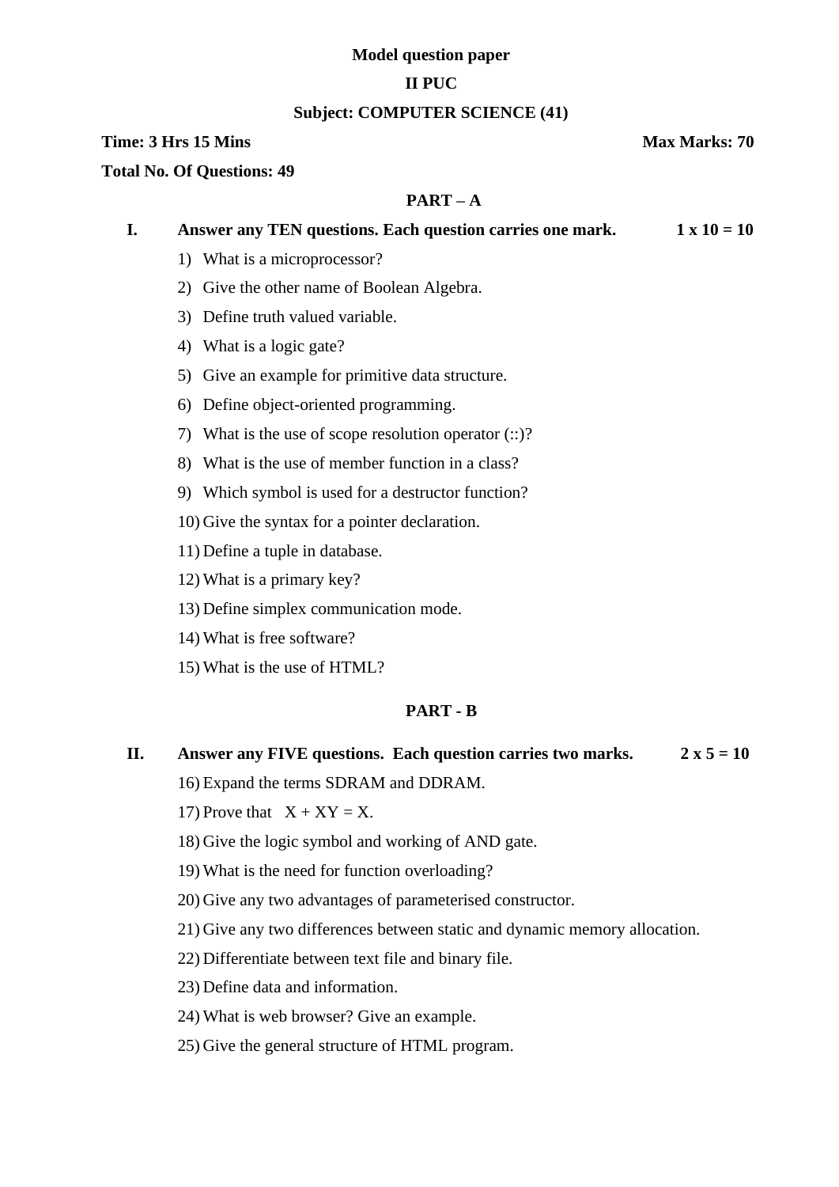**Model question paper**

**II PUC**

**Subject: COMPUTER SCIENCE (41)**

**Time: 3 Hrs 15 Mins** **Max Marks: 70**

**Total No. Of Questions: 49**

## PART – A

**I. Answer any TEN questions. Each question carries one mark. 1 x 10 = 10**

1) What is a microprocessor?
2) Give the other name of Boolean Algebra.
3) Define truth valued variable.
4) What is a logic gate?
5) Give an example for primitive data structure.
6) Define object-oriented programming.
7) What is the use of scope resolution operator (::)?
8) What is the use of member function in a class?
9) Which symbol is used for a destructor function?
10) Give the syntax for a pointer declaration.
11) Define a tuple in database.
12) What is a primary key?
13) Define simplex communication mode.
14) What is free software?
15) What is the use of HTML?

## PART - B

**II. Answer any FIVE questions. Each question carries two marks. 2 x 5 = 10**

16) Expand the terms SDRAM and DDRAM.
17) Prove that $X + XY = X$.
18) Give the logic symbol and working of AND gate.
19) What is the need for function overloading?
20) Give any two advantages of parameterised constructor.
21) Give any two differences between static and dynamic memory allocation.
22) Differentiate between text file and binary file.
23) Define data and information.
24) What is web browser? Give an example.
25) Give the general structure of HTML program.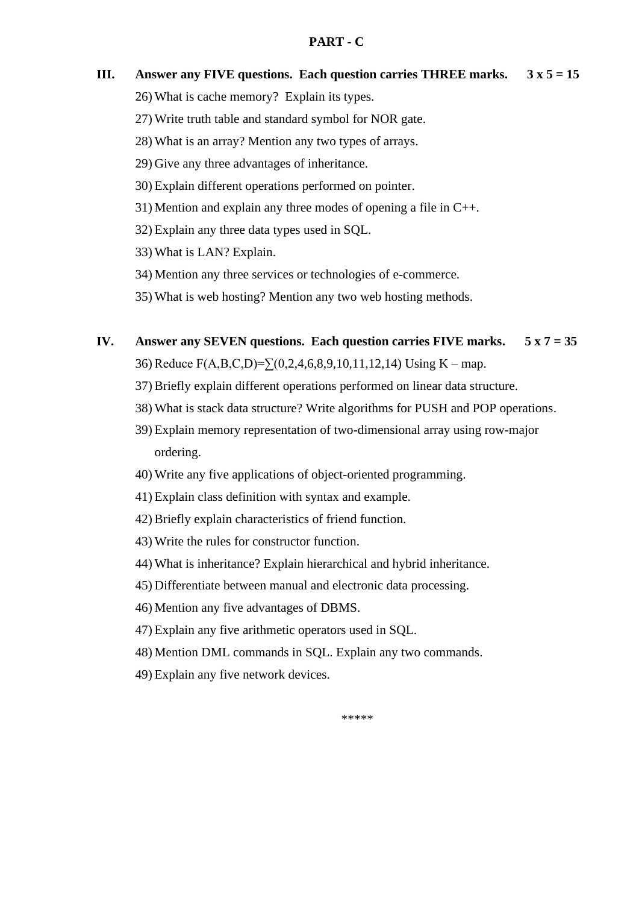## PART - C

**III. Answer any FIVE questions. Each question carries THREE marks. 3 x 5 = 15**

26) What is cache memory? Explain its types.

27) Write truth table and standard symbol for NOR gate.

28) What is an array? Mention any two types of arrays.

29) Give any three advantages of inheritance.

30) Explain different operations performed on pointer.

31) Mention and explain any three modes of opening a file in C++.

32) Explain any three data types used in SQL.

33) What is LAN? Explain.

34) Mention any three services or technologies of e-commerce.

35) What is web hosting? Mention any two web hosting methods.

**IV. Answer any SEVEN questions. Each question carries FIVE marks. 5 x 7 = 35**

36) Reduce $F(A,B,C,D)=\sum(0,2,4,6,8,9,10,11,12,14)$ Using K – map.

37) Briefly explain different operations performed on linear data structure.

38) What is stack data structure? Write algorithms for PUSH and POP operations.

39) Explain memory representation of two-dimensional array using row-major ordering.

40) Write any five applications of object-oriented programming.

41) Explain class definition with syntax and example.

42) Briefly explain characteristics of friend function.

43) Write the rules for constructor function.

44) What is inheritance? Explain hierarchical and hybrid inheritance.

45) Differentiate between manual and electronic data processing.

46) Mention any five advantages of DBMS.

47) Explain any five arithmetic operators used in SQL.

48) Mention DML commands in SQL. Explain any two commands.

49) Explain any five network devices.

*****